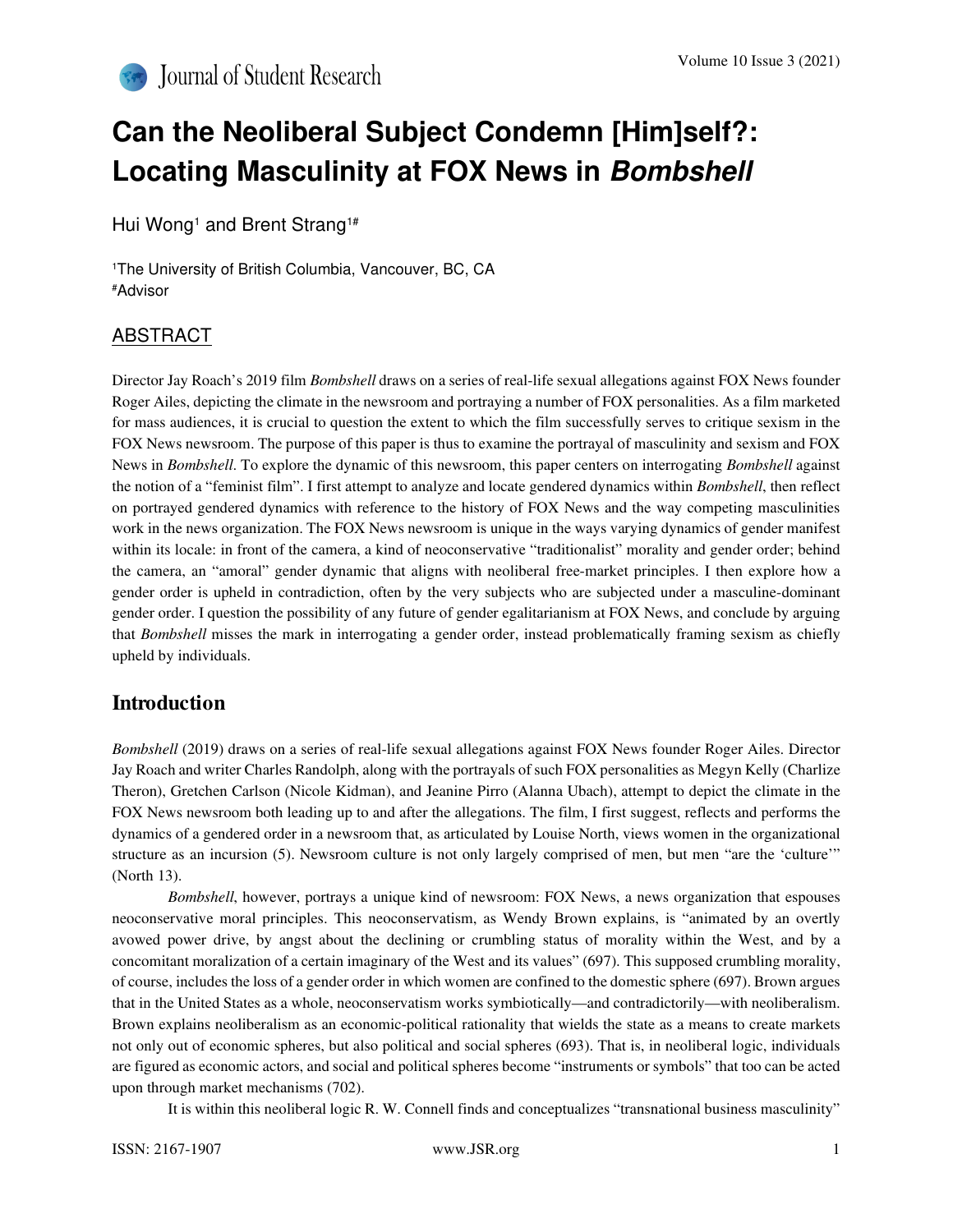# Can the Neoliberal Subject Condemn [Him]self?: Locating Masculinity at FOX News in *Bombshell*

Hui Wong[1] and Brent Strang[1#]

[1]The University of British Columbia, Vancouver, BC, CA
[#]Advisor

## ABSTRACT

Director Jay Roach's 2019 film *Bombshell* draws on a series of real-life sexual allegations against FOX News founder Roger Ailes, depicting the climate in the newsroom and portraying a number of FOX personalities. As a film marketed for mass audiences, it is crucial to question the extent to which the film successfully serves to critique sexism in the FOX News newsroom. The purpose of this paper is thus to examine the portrayal of masculinity and sexism and FOX News in *Bombshell*. To explore the dynamic of this newsroom, this paper centers on interrogating *Bombshell* against the notion of a "feminist film". I first attempt to analyze and locate gendered dynamics within *Bombshell*, then reflect on portrayed gendered dynamics with reference to the history of FOX News and the way competing masculinities work in the news organization. The FOX News newsroom is unique in the ways varying dynamics of gender manifest within its locale: in front of the camera, a kind of neoconservative "traditionalist" morality and gender order; behind the camera, an "amoral" gender dynamic that aligns with neoliberal free-market principles. I then explore how a gender order is upheld in contradiction, often by the very subjects who are subjected under a masculine-dominant gender order. I question the possibility of any future of gender egalitarianism at FOX News, and conclude by arguing that *Bombshell* misses the mark in interrogating a gender order, instead problematically framing sexism as chiefly upheld by individuals.

## Introduction

*Bombshell* (2019) draws on a series of real-life sexual allegations against FOX News founder Roger Ailes. Director Jay Roach and writer Charles Randolph, along with the portrayals of such FOX personalities as Megyn Kelly (Charlize Theron), Gretchen Carlson (Nicole Kidman), and Jeanine Pirro (Alanna Ubach), attempt to depict the climate in the FOX News newsroom both leading up to and after the allegations. The film, I first suggest, reflects and performs the dynamics of a gendered order in a newsroom that, as articulated by Louise North, views women in the organizational structure as an incursion (5). Newsroom culture is not only largely comprised of men, but men "are the 'culture'" (North 13).

*Bombshell*, however, portrays a unique kind of newsroom: FOX News, a news organization that espouses neoconservative moral principles. This neoconservatism, as Wendy Brown explains, is "animated by an overtly avowed power drive, by angst about the declining or crumbling status of morality within the West, and by a concomitant moralization of a certain imaginary of the West and its values" (697). This supposed crumbling morality, of course, includes the loss of a gender order in which women are confined to the domestic sphere (697). Brown argues that in the United States as a whole, neoconservatism works symbiotically—and contradictorily—with neoliberalism. Brown explains neoliberalism as an economic-political rationality that wields the state as a means to create markets not only out of economic spheres, but also political and social spheres (693). That is, in neoliberal logic, individuals are figured as economic actors, and social and political spheres become "instruments or symbols" that too can be acted upon through market mechanisms (702).

It is within this neoliberal logic R. W. Connell finds and conceptualizes "transnational business masculinity"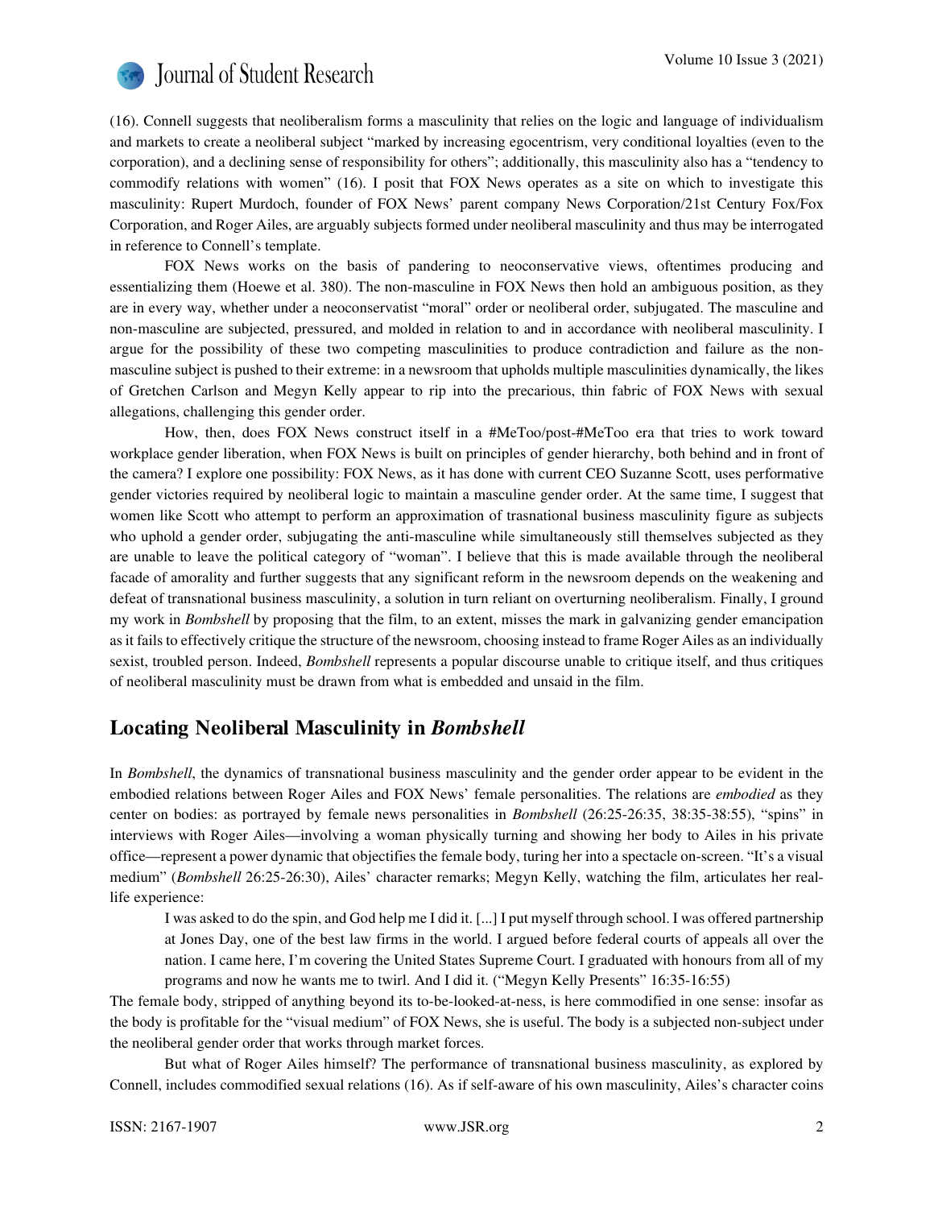(16). Connell suggests that neoliberalism forms a masculinity that relies on the logic and language of individualism and markets to create a neoliberal subject "marked by increasing egocentrism, very conditional loyalties (even to the corporation), and a declining sense of responsibility for others"; additionally, this masculinity also has a "tendency to commodify relations with women" (16). I posit that FOX News operates as a site on which to investigate this masculinity: Rupert Murdoch, founder of FOX News' parent company News Corporation/21st Century Fox/Fox Corporation, and Roger Ailes, are arguably subjects formed under neoliberal masculinity and thus may be interrogated in reference to Connell's template.

FOX News works on the basis of pandering to neoconservative views, oftentimes producing and essentializing them (Hoewe et al. 380). The non-masculine in FOX News then hold an ambiguous position, as they are in every way, whether under a neoconservatist "moral" order or neoliberal order, subjugated. The masculine and non-masculine are subjected, pressured, and molded in relation to and in accordance with neoliberal masculinity. I argue for the possibility of these two competing masculinities to produce contradiction and failure as the non-masculine subject is pushed to their extreme: in a newsroom that upholds multiple masculinities dynamically, the likes of Gretchen Carlson and Megyn Kelly appear to rip into the precarious, thin fabric of FOX News with sexual allegations, challenging this gender order.

How, then, does FOX News construct itself in a #MeToo/post-#MeToo era that tries to work toward workplace gender liberation, when FOX News is built on principles of gender hierarchy, both behind and in front of the camera? I explore one possibility: FOX News, as it has done with current CEO Suzanne Scott, uses performative gender victories required by neoliberal logic to maintain a masculine gender order. At the same time, I suggest that women like Scott who attempt to perform an approximation of trasnational business masculinity figure as subjects who uphold a gender order, subjugating the anti-masculine while simultaneously still themselves subjected as they are unable to leave the political category of "woman". I believe that this is made available through the neoliberal facade of amorality and further suggests that any significant reform in the newsroom depends on the weakening and defeat of transnational business masculinity, a solution in turn reliant on overturning neoliberalism. Finally, I ground my work in *Bombshell* by proposing that the film, to an extent, misses the mark in galvanizing gender emancipation as it fails to effectively critique the structure of the newsroom, choosing instead to frame Roger Ailes as an individually sexist, troubled person. Indeed, *Bombshell* represents a popular discourse unable to critique itself, and thus critiques of neoliberal masculinity must be drawn from what is embedded and unsaid in the film.

## Locating Neoliberal Masculinity in *Bombshell*

In *Bombshell*, the dynamics of transnational business masculinity and the gender order appear to be evident in the embodied relations between Roger Ailes and FOX News' female personalities. The relations are *embodied* as they center on bodies: as portrayed by female news personalities in *Bombshell* (26:25-26:35, 38:35-38:55), "spins" in interviews with Roger Ailes—involving a woman physically turning and showing her body to Ailes in his private office—represent a power dynamic that objectifies the female body, turing her into a spectacle on-screen. "It's a visual medium" (*Bombshell* 26:25-26:30), Ailes' character remarks; Megyn Kelly, watching the film, articulates her real-life experience:

> I was asked to do the spin, and God help me I did it. [...] I put myself through school. I was offered partnership at Jones Day, one of the best law firms in the world. I argued before federal courts of appeals all over the nation. I came here, I'm covering the United States Supreme Court. I graduated with honours from all of my programs and now he wants me to twirl. And I did it. ("Megyn Kelly Presents" 16:35-16:55)

The female body, stripped of anything beyond its to-be-looked-at-ness, is here commodified in one sense: insofar as the body is profitable for the "visual medium" of FOX News, she is useful. The body is a subjected non-subject under the neoliberal gender order that works through market forces.

But what of Roger Ailes himself? The performance of transnational business masculinity, as explored by Connell, includes commodified sexual relations (16). As if self-aware of his own masculinity, Ailes's character coins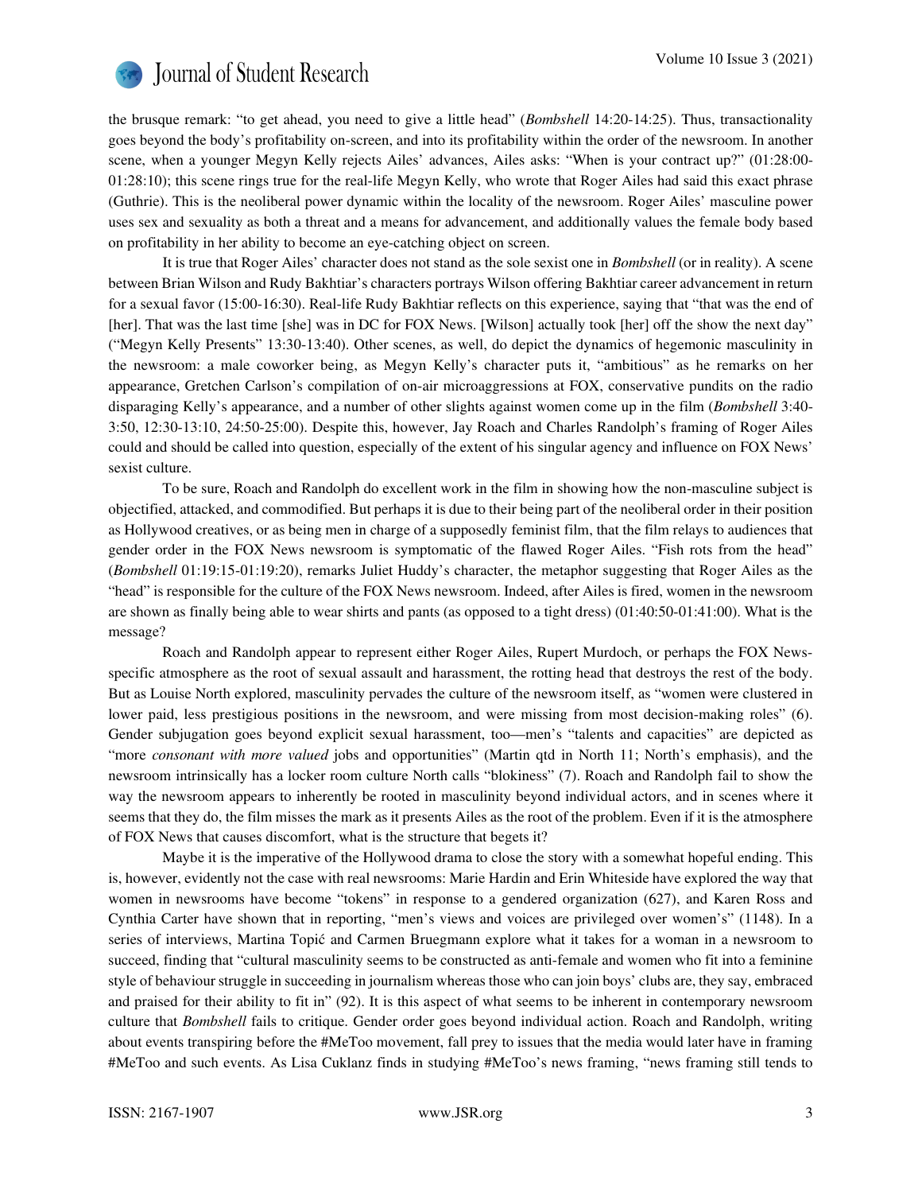the brusque remark: "to get ahead, you need to give a little head" (*Bombshell* 14:20-14:25). Thus, transactionality goes beyond the body's profitability on-screen, and into its profitability within the order of the newsroom. In another scene, when a younger Megyn Kelly rejects Ailes' advances, Ailes asks: "When is your contract up?" (01:28:00-01:28:10); this scene rings true for the real-life Megyn Kelly, who wrote that Roger Ailes had said this exact phrase (Guthrie). This is the neoliberal power dynamic within the locality of the newsroom. Roger Ailes' masculine power uses sex and sexuality as both a threat and a means for advancement, and additionally values the female body based on profitability in her ability to become an eye-catching object on screen.

It is true that Roger Ailes' character does not stand as the sole sexist one in *Bombshell* (or in reality). A scene between Brian Wilson and Rudy Bakhtiar's characters portrays Wilson offering Bakhtiar career advancement in return for a sexual favor (15:00-16:30). Real-life Rudy Bakhtiar reflects on this experience, saying that "that was the end of [her]. That was the last time [she] was in DC for FOX News. [Wilson] actually took [her] off the show the next day" ("Megyn Kelly Presents" 13:30-13:40). Other scenes, as well, do depict the dynamics of hegemonic masculinity in the newsroom: a male coworker being, as Megyn Kelly's character puts it, "ambitious" as he remarks on her appearance, Gretchen Carlson's compilation of on-air microaggressions at FOX, conservative pundits on the radio disparaging Kelly's appearance, and a number of other slights against women come up in the film (*Bombshell* 3:40-3:50, 12:30-13:10, 24:50-25:00). Despite this, however, Jay Roach and Charles Randolph's framing of Roger Ailes could and should be called into question, especially of the extent of his singular agency and influence on FOX News' sexist culture.

To be sure, Roach and Randolph do excellent work in the film in showing how the non-masculine subject is objectified, attacked, and commodified. But perhaps it is due to their being part of the neoliberal order in their position as Hollywood creatives, or as being men in charge of a supposedly feminist film, that the film relays to audiences that gender order in the FOX News newsroom is symptomatic of the flawed Roger Ailes. "Fish rots from the head" (*Bombshell* 01:19:15-01:19:20), remarks Juliet Huddy's character, the metaphor suggesting that Roger Ailes as the "head" is responsible for the culture of the FOX News newsroom. Indeed, after Ailes is fired, women in the newsroom are shown as finally being able to wear shirts and pants (as opposed to a tight dress) (01:40:50-01:41:00). What is the message?

Roach and Randolph appear to represent either Roger Ailes, Rupert Murdoch, or perhaps the FOX News-specific atmosphere as the root of sexual assault and harassment, the rotting head that destroys the rest of the body. But as Louise North explored, masculinity pervades the culture of the newsroom itself, as "women were clustered in lower paid, less prestigious positions in the newsroom, and were missing from most decision-making roles" (6). Gender subjugation goes beyond explicit sexual harassment, too—men's "talents and capacities" are depicted as "more *consonant with more valued* jobs and opportunities" (Martin qtd in North 11; North's emphasis), and the newsroom intrinsically has a locker room culture North calls "blokiness" (7). Roach and Randolph fail to show the way the newsroom appears to inherently be rooted in masculinity beyond individual actors, and in scenes where it seems that they do, the film misses the mark as it presents Ailes as the root of the problem. Even if it is the atmosphere of FOX News that causes discomfort, what is the structure that begets it?

Maybe it is the imperative of the Hollywood drama to close the story with a somewhat hopeful ending. This is, however, evidently not the case with real newsrooms: Marie Hardin and Erin Whiteside have explored the way that women in newsrooms have become "tokens" in response to a gendered organization (627), and Karen Ross and Cynthia Carter have shown that in reporting, "men's views and voices are privileged over women's" (1148). In a series of interviews, Martina Topić and Carmen Bruegmann explore what it takes for a woman in a newsroom to succeed, finding that "cultural masculinity seems to be constructed as anti-female and women who fit into a feminine style of behaviour struggle in succeeding in journalism whereas those who can join boys' clubs are, they say, embraced and praised for their ability to fit in" (92). It is this aspect of what seems to be inherent in contemporary newsroom culture that *Bombshell* fails to critique. Gender order goes beyond individual action. Roach and Randolph, writing about events transpiring before the #MeToo movement, fall prey to issues that the media would later have in framing #MeToo and such events. As Lisa Cuklanz finds in studying #MeToo's news framing, "news framing still tends to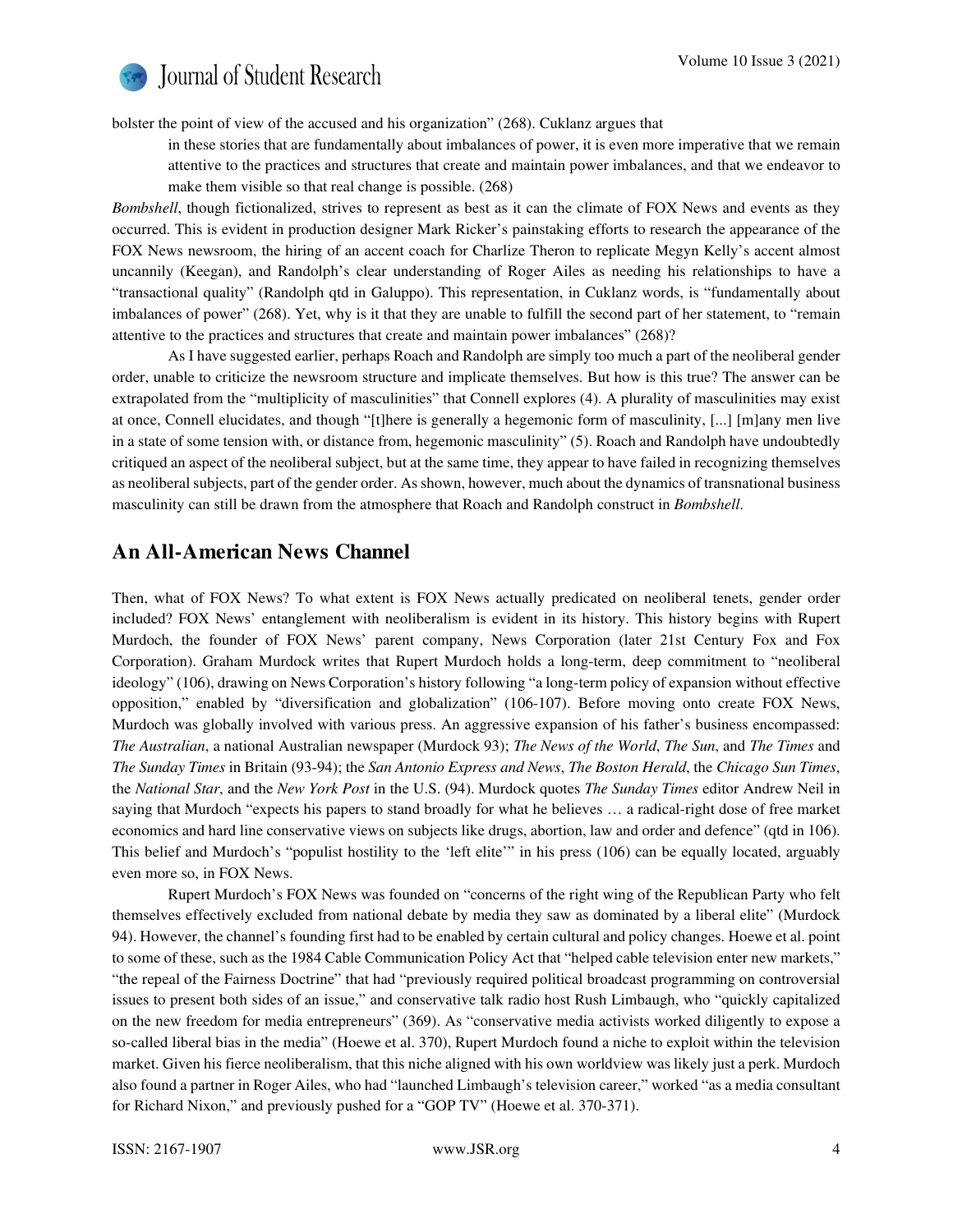bolster the point of view of the accused and his organization" (268). Cuklanz argues that

> in these stories that are fundamentally about imbalances of power, it is even more imperative that we remain attentive to the practices and structures that create and maintain power imbalances, and that we endeavor to make them visible so that real change is possible. (268)

*Bombshell*, though fictionalized, strives to represent as best as it can the climate of FOX News and events as they occurred. This is evident in production designer Mark Ricker's painstaking efforts to research the appearance of the FOX News newsroom, the hiring of an accent coach for Charlize Theron to replicate Megyn Kelly's accent almost uncannily (Keegan), and Randolph's clear understanding of Roger Ailes as needing his relationships to have a "transactional quality" (Randolph qtd in Galuppo). This representation, in Cuklanz words, is "fundamentally about imbalances of power" (268). Yet, why is it that they are unable to fulfill the second part of her statement, to "remain attentive to the practices and structures that create and maintain power imbalances" (268)?

As I have suggested earlier, perhaps Roach and Randolph are simply too much a part of the neoliberal gender order, unable to criticize the newsroom structure and implicate themselves. But how is this true? The answer can be extrapolated from the "multiplicity of masculinities" that Connell explores (4). A plurality of masculinities may exist at once, Connell elucidates, and though "[t]here is generally a hegemonic form of masculinity, [...] [m]any men live in a state of some tension with, or distance from, hegemonic masculinity" (5). Roach and Randolph have undoubtedly critiqued an aspect of the neoliberal subject, but at the same time, they appear to have failed in recognizing themselves as neoliberal subjects, part of the gender order. As shown, however, much about the dynamics of transnational business masculinity can still be drawn from the atmosphere that Roach and Randolph construct in *Bombshell*.

## An All-American News Channel

Then, what of FOX News? To what extent is FOX News actually predicated on neoliberal tenets, gender order included? FOX News' entanglement with neoliberalism is evident in its history. This history begins with Rupert Murdoch, the founder of FOX News' parent company, News Corporation (later 21st Century Fox and Fox Corporation). Graham Murdock writes that Rupert Murdoch holds a long-term, deep commitment to "neoliberal ideology" (106), drawing on News Corporation's history following "a long-term policy of expansion without effective opposition," enabled by "diversification and globalization" (106-107). Before moving onto create FOX News, Murdoch was globally involved with various press. An aggressive expansion of his father's business encompassed: *The Australian*, a national Australian newspaper (Murdock 93); *The News of the World*, *The Sun*, and *The Times* and *The Sunday Times* in Britain (93-94); the *San Antonio Express and News*, *The Boston Herald*, the *Chicago Sun Times*, the *National Star*, and the *New York Post* in the U.S. (94). Murdock quotes *The Sunday Times* editor Andrew Neil in saying that Murdoch "expects his papers to stand broadly for what he believes … a radical-right dose of free market economics and hard line conservative views on subjects like drugs, abortion, law and order and defence" (qtd in 106). This belief and Murdoch's "populist hostility to the 'left elite'" in his press (106) can be equally located, arguably even more so, in FOX News.

Rupert Murdoch's FOX News was founded on "concerns of the right wing of the Republican Party who felt themselves effectively excluded from national debate by media they saw as dominated by a liberal elite" (Murdock 94). However, the channel's founding first had to be enabled by certain cultural and policy changes. Hoewe et al. point to some of these, such as the 1984 Cable Communication Policy Act that "helped cable television enter new markets," "the repeal of the Fairness Doctrine" that had "previously required political broadcast programming on controversial issues to present both sides of an issue," and conservative talk radio host Rush Limbaugh, who "quickly capitalized on the new freedom for media entrepreneurs" (369). As "conservative media activists worked diligently to expose a so-called liberal bias in the media" (Hoewe et al. 370), Rupert Murdoch found a niche to exploit within the television market. Given his fierce neoliberalism, that this niche aligned with his own worldview was likely just a perk. Murdoch also found a partner in Roger Ailes, who had "launched Limbaugh's television career," worked "as a media consultant for Richard Nixon," and previously pushed for a "GOP TV" (Hoewe et al. 370-371).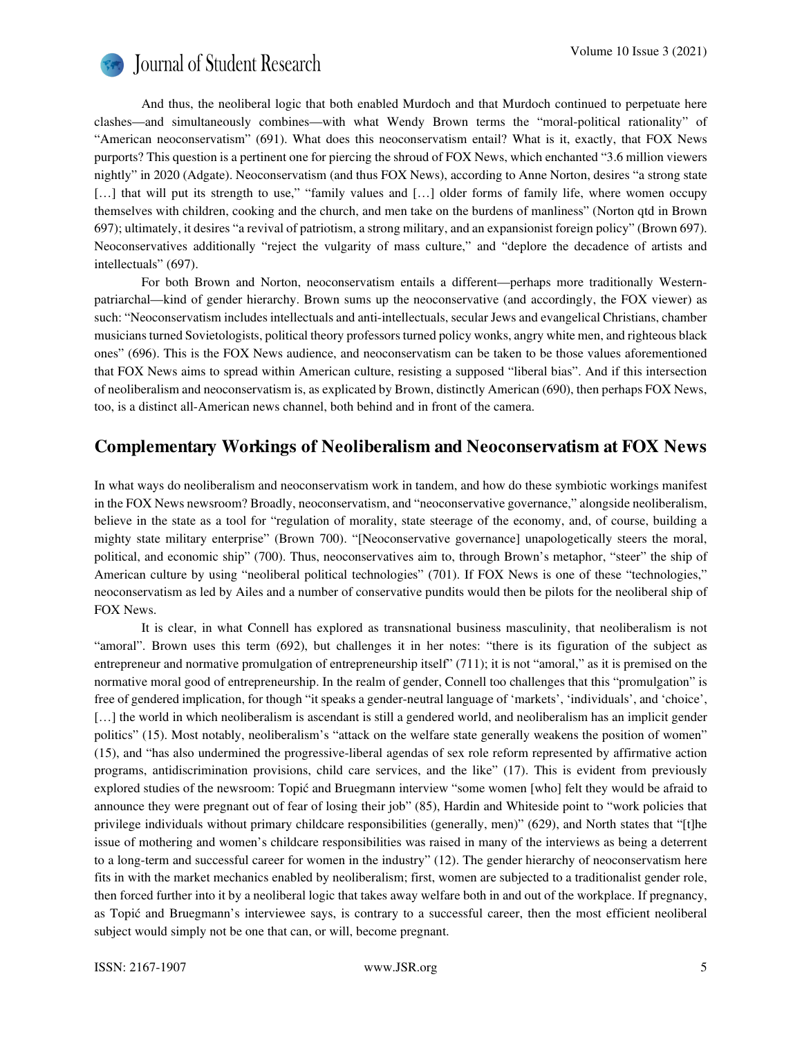And thus, the neoliberal logic that both enabled Murdoch and that Murdoch continued to perpetuate here clashes—and simultaneously combines—with what Wendy Brown terms the "moral-political rationality" of "American neoconservatism" (691). What does this neoconservatism entail? What is it, exactly, that FOX News purports? This question is a pertinent one for piercing the shroud of FOX News, which enchanted "3.6 million viewers nightly" in 2020 (Adgate). Neoconservatism (and thus FOX News), according to Anne Norton, desires "a strong state […] that will put its strength to use," "family values and […] older forms of family life, where women occupy themselves with children, cooking and the church, and men take on the burdens of manliness" (Norton qtd in Brown 697); ultimately, it desires "a revival of patriotism, a strong military, and an expansionist foreign policy" (Brown 697). Neoconservatives additionally "reject the vulgarity of mass culture," and "deplore the decadence of artists and intellectuals" (697).

For both Brown and Norton, neoconservatism entails a different—perhaps more traditionally Western-patriarchal—kind of gender hierarchy. Brown sums up the neoconservative (and accordingly, the FOX viewer) as such: "Neoconservatism includes intellectuals and anti-intellectuals, secular Jews and evangelical Christians, chamber musicians turned Sovietologists, political theory professors turned policy wonks, angry white men, and righteous black ones" (696). This is the FOX News audience, and neoconservatism can be taken to be those values aforementioned that FOX News aims to spread within American culture, resisting a supposed "liberal bias". And if this intersection of neoliberalism and neoconservatism is, as explicated by Brown, distinctly American (690), then perhaps FOX News, too, is a distinct all-American news channel, both behind and in front of the camera.

## Complementary Workings of Neoliberalism and Neoconservatism at FOX News

In what ways do neoliberalism and neoconservatism work in tandem, and how do these symbiotic workings manifest in the FOX News newsroom? Broadly, neoconservatism, and "neoconservative governance," alongside neoliberalism, believe in the state as a tool for "regulation of morality, state steerage of the economy, and, of course, building a mighty state military enterprise" (Brown 700). "[Neoconservative governance] unapologetically steers the moral, political, and economic ship" (700). Thus, neoconservatives aim to, through Brown's metaphor, "steer" the ship of American culture by using "neoliberal political technologies" (701). If FOX News is one of these "technologies," neoconservatism as led by Ailes and a number of conservative pundits would then be pilots for the neoliberal ship of FOX News.

It is clear, in what Connell has explored as transnational business masculinity, that neoliberalism is not "amoral". Brown uses this term (692), but challenges it in her notes: "there is its figuration of the subject as entrepreneur and normative promulgation of entrepreneurship itself" (711); it is not "amoral," as it is premised on the normative moral good of entrepreneurship. In the realm of gender, Connell too challenges that this "promulgation" is free of gendered implication, for though "it speaks a gender-neutral language of 'markets', 'individuals', and 'choice', […] the world in which neoliberalism is ascendant is still a gendered world, and neoliberalism has an implicit gender politics" (15). Most notably, neoliberalism's "attack on the welfare state generally weakens the position of women" (15), and "has also undermined the progressive-liberal agendas of sex role reform represented by affirmative action programs, antidiscrimination provisions, child care services, and the like" (17). This is evident from previously explored studies of the newsroom: Topić and Bruegmann interview "some women [who] felt they would be afraid to announce they were pregnant out of fear of losing their job" (85), Hardin and Whiteside point to "work policies that privilege individuals without primary childcare responsibilities (generally, men)" (629), and North states that "[t]he issue of mothering and women's childcare responsibilities was raised in many of the interviews as being a deterrent to a long-term and successful career for women in the industry" (12). The gender hierarchy of neoconservatism here fits in with the market mechanics enabled by neoliberalism; first, women are subjected to a traditionalist gender role, then forced further into it by a neoliberal logic that takes away welfare both in and out of the workplace. If pregnancy, as Topić and Bruegmann's interviewee says, is contrary to a successful career, then the most efficient neoliberal subject would simply not be one that can, or will, become pregnant.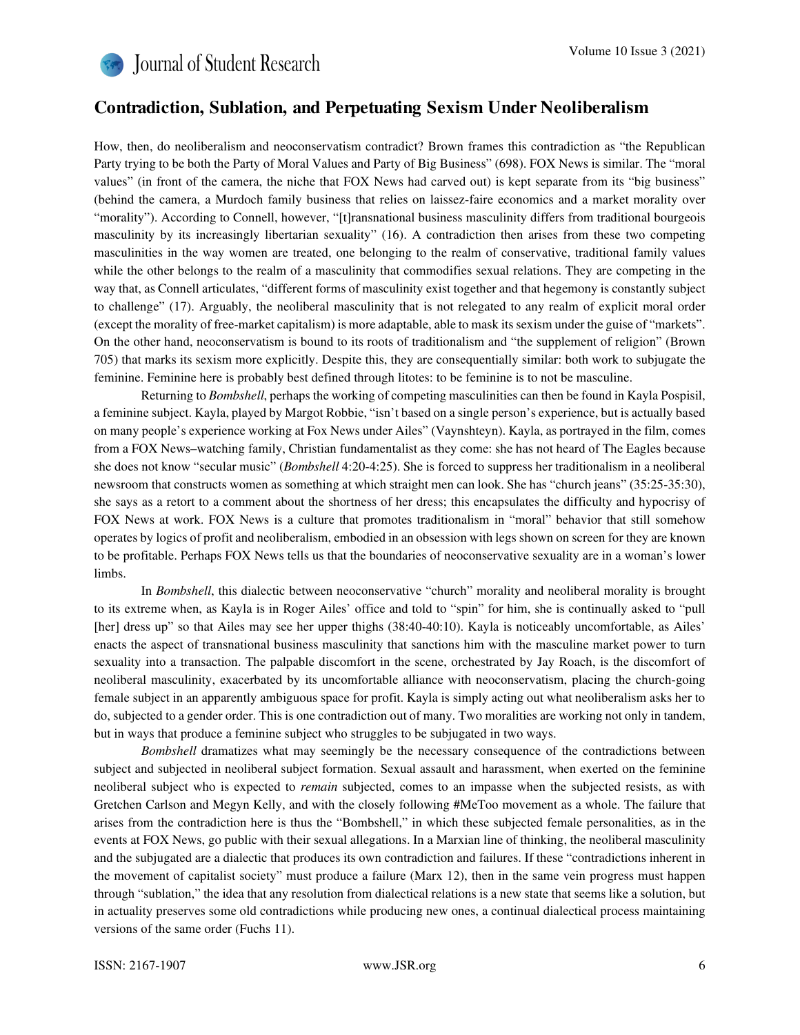## Contradiction, Sublation, and Perpetuating Sexism Under Neoliberalism

How, then, do neoliberalism and neoconservatism contradict? Brown frames this contradiction as "the Republican Party trying to be both the Party of Moral Values and Party of Big Business" (698). FOX News is similar. The "moral values" (in front of the camera, the niche that FOX News had carved out) is kept separate from its "big business" (behind the camera, a Murdoch family business that relies on laissez-faire economics and a market morality over "morality"). According to Connell, however, "[t]ransnational business masculinity differs from traditional bourgeois masculinity by its increasingly libertarian sexuality" (16). A contradiction then arises from these two competing masculinities in the way women are treated, one belonging to the realm of conservative, traditional family values while the other belongs to the realm of a masculinity that commodifies sexual relations. They are competing in the way that, as Connell articulates, "different forms of masculinity exist together and that hegemony is constantly subject to challenge" (17). Arguably, the neoliberal masculinity that is not relegated to any realm of explicit moral order (except the morality of free-market capitalism) is more adaptable, able to mask its sexism under the guise of "markets". On the other hand, neoconservatism is bound to its roots of traditionalism and "the supplement of religion" (Brown 705) that marks its sexism more explicitly. Despite this, they are consequentially similar: both work to subjugate the feminine. Feminine here is probably best defined through litotes: to be feminine is to not be masculine.

Returning to *Bombshell*, perhaps the working of competing masculinities can then be found in Kayla Pospisil, a feminine subject. Kayla, played by Margot Robbie, "isn't based on a single person's experience, but is actually based on many people's experience working at Fox News under Ailes" (Vaynshteyn). Kayla, as portrayed in the film, comes from a FOX News–watching family, Christian fundamentalist as they come: she has not heard of The Eagles because she does not know "secular music" (*Bombshell* 4:20-4:25). She is forced to suppress her traditionalism in a neoliberal newsroom that constructs women as something at which straight men can look. She has "church jeans" (35:25-35:30), she says as a retort to a comment about the shortness of her dress; this encapsulates the difficulty and hypocrisy of FOX News at work. FOX News is a culture that promotes traditionalism in "moral" behavior that still somehow operates by logics of profit and neoliberalism, embodied in an obsession with legs shown on screen for they are known to be profitable. Perhaps FOX News tells us that the boundaries of neoconservative sexuality are in a woman's lower limbs.

In *Bombshell*, this dialectic between neoconservative "church" morality and neoliberal morality is brought to its extreme when, as Kayla is in Roger Ailes' office and told to "spin" for him, she is continually asked to "pull [her] dress up" so that Ailes may see her upper thighs (38:40-40:10). Kayla is noticeably uncomfortable, as Ailes' enacts the aspect of transnational business masculinity that sanctions him with the masculine market power to turn sexuality into a transaction. The palpable discomfort in the scene, orchestrated by Jay Roach, is the discomfort of neoliberal masculinity, exacerbated by its uncomfortable alliance with neoconservatism, placing the church-going female subject in an apparently ambiguous space for profit. Kayla is simply acting out what neoliberalism asks her to do, subjected to a gender order. This is one contradiction out of many. Two moralities are working not only in tandem, but in ways that produce a feminine subject who struggles to be subjugated in two ways.

*Bombshell* dramatizes what may seemingly be the necessary consequence of the contradictions between subject and subjected in neoliberal subject formation. Sexual assault and harassment, when exerted on the feminine neoliberal subject who is expected to *remain* subjected, comes to an impasse when the subjected resists, as with Gretchen Carlson and Megyn Kelly, and with the closely following #MeToo movement as a whole. The failure that arises from the contradiction here is thus the "Bombshell," in which these subjected female personalities, as in the events at FOX News, go public with their sexual allegations. In a Marxian line of thinking, the neoliberal masculinity and the subjugated are a dialectic that produces its own contradiction and failures. If these "contradictions inherent in the movement of capitalist society" must produce a failure (Marx 12), then in the same vein progress must happen through "sublation," the idea that any resolution from dialectical relations is a new state that seems like a solution, but in actuality preserves some old contradictions while producing new ones, a continual dialectical process maintaining versions of the same order (Fuchs 11).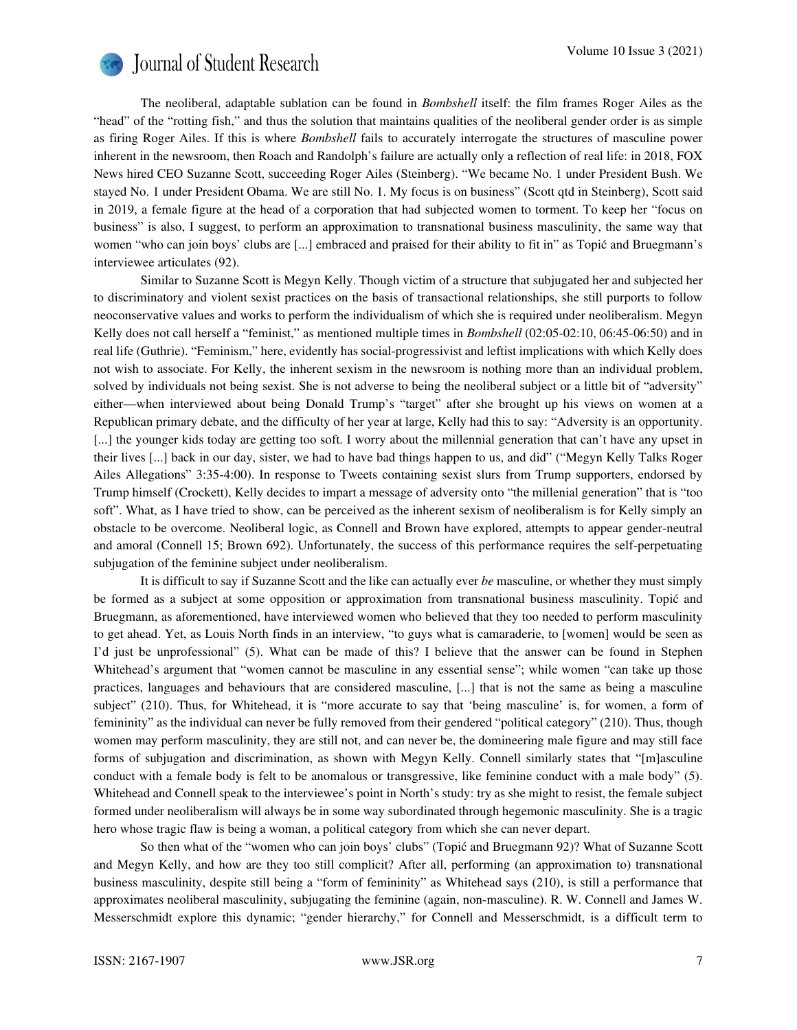The neoliberal, adaptable sublation can be found in *Bombshell* itself: the film frames Roger Ailes as the "head" of the "rotting fish," and thus the solution that maintains qualities of the neoliberal gender order is as simple as firing Roger Ailes. If this is where *Bombshell* fails to accurately interrogate the structures of masculine power inherent in the newsroom, then Roach and Randolph's failure are actually only a reflection of real life: in 2018, FOX News hired CEO Suzanne Scott, succeeding Roger Ailes (Steinberg). "We became No. 1 under President Bush. We stayed No. 1 under President Obama. We are still No. 1. My focus is on business" (Scott qtd in Steinberg), Scott said in 2019, a female figure at the head of a corporation that had subjected women to torment. To keep her "focus on business" is also, I suggest, to perform an approximation to transnational business masculinity, the same way that women "who can join boys' clubs are [...] embraced and praised for their ability to fit in" as Topić and Bruegmann's interviewee articulates (92).

Similar to Suzanne Scott is Megyn Kelly. Though victim of a structure that subjugated her and subjected her to discriminatory and violent sexist practices on the basis of transactional relationships, she still purports to follow neoconservative values and works to perform the individualism of which she is required under neoliberalism. Megyn Kelly does not call herself a "feminist," as mentioned multiple times in *Bombshell* (02:05-02:10, 06:45-06:50) and in real life (Guthrie). "Feminism," here, evidently has social-progressivist and leftist implications with which Kelly does not wish to associate. For Kelly, the inherent sexism in the newsroom is nothing more than an individual problem, solved by individuals not being sexist. She is not adverse to being the neoliberal subject or a little bit of "adversity" either—when interviewed about being Donald Trump's "target" after she brought up his views on women at a Republican primary debate, and the difficulty of her year at large, Kelly had this to say: "Adversity is an opportunity. [...] the younger kids today are getting too soft. I worry about the millennial generation that can't have any upset in their lives [...] back in our day, sister, we had to have bad things happen to us, and did" ("Megyn Kelly Talks Roger Ailes Allegations" 3:35-4:00). In response to Tweets containing sexist slurs from Trump supporters, endorsed by Trump himself (Crockett), Kelly decides to impart a message of adversity onto "the millenial generation" that is "too soft". What, as I have tried to show, can be perceived as the inherent sexism of neoliberalism is for Kelly simply an obstacle to be overcome. Neoliberal logic, as Connell and Brown have explored, attempts to appear gender-neutral and amoral (Connell 15; Brown 692). Unfortunately, the success of this performance requires the self-perpetuating subjugation of the feminine subject under neoliberalism.

It is difficult to say if Suzanne Scott and the like can actually ever *be* masculine, or whether they must simply be formed as a subject at some opposition or approximation from transnational business masculinity. Topić and Bruegmann, as aforementioned, have interviewed women who believed that they too needed to perform masculinity to get ahead. Yet, as Louis North finds in an interview, "to guys what is camaraderie, to [women] would be seen as I'd just be unprofessional" (5). What can be made of this? I believe that the answer can be found in Stephen Whitehead's argument that "women cannot be masculine in any essential sense"; while women "can take up those practices, languages and behaviours that are considered masculine, [...] that is not the same as being a masculine subject" (210). Thus, for Whitehead, it is "more accurate to say that 'being masculine' is, for women, a form of femininity" as the individual can never be fully removed from their gendered "political category" (210). Thus, though women may perform masculinity, they are still not, and can never be, the domineering male figure and may still face forms of subjugation and discrimination, as shown with Megyn Kelly. Connell similarly states that "[m]asculine conduct with a female body is felt to be anomalous or transgressive, like feminine conduct with a male body" (5). Whitehead and Connell speak to the interviewee's point in North's study: try as she might to resist, the female subject formed under neoliberalism will always be in some way subordinated through hegemonic masculinity. She is a tragic hero whose tragic flaw is being a woman, a political category from which she can never depart.

So then what of the "women who can join boys' clubs" (Topić and Bruegmann 92)? What of Suzanne Scott and Megyn Kelly, and how are they too still complicit? After all, performing (an approximation to) transnational business masculinity, despite still being a "form of femininity" as Whitehead says (210), is still a performance that approximates neoliberal masculinity, subjugating the feminine (again, non-masculine). R. W. Connell and James W. Messerschmidt explore this dynamic; "gender hierarchy," for Connell and Messerschmidt, is a difficult term to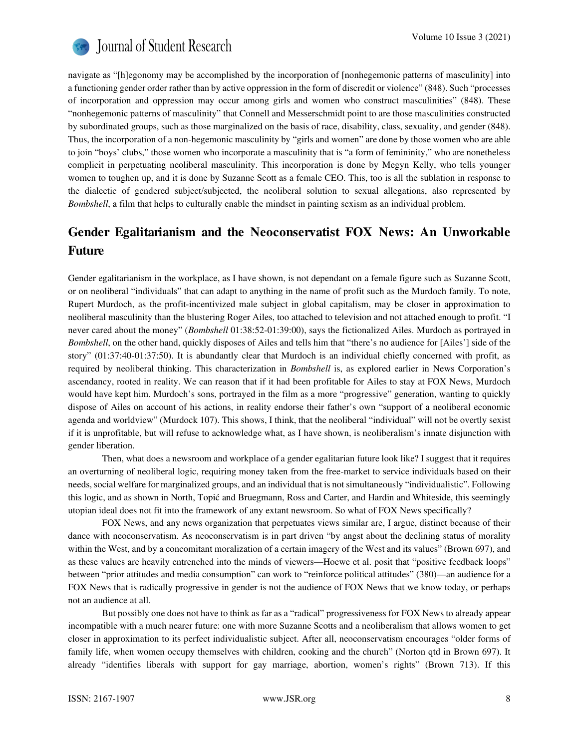navigate as "[h]egonomy may be accomplished by the incorporation of [nonhegemonic patterns of masculinity] into a functioning gender order rather than by active oppression in the form of discredit or violence" (848). Such "processes of incorporation and oppression may occur among girls and women who construct masculinities" (848). These "nonhegemonic patterns of masculinity" that Connell and Messerschmidt point to are those masculinities constructed by subordinated groups, such as those marginalized on the basis of race, disability, class, sexuality, and gender (848). Thus, the incorporation of a non-hegemonic masculinity by "girls and women" are done by those women who are able to join "boys' clubs," those women who incorporate a masculinity that is "a form of femininity," who are nonetheless complicit in perpetuating neoliberal masculinity. This incorporation is done by Megyn Kelly, who tells younger women to toughen up, and it is done by Suzanne Scott as a female CEO. This, too is all the sublation in response to the dialectic of gendered subject/subjected, the neoliberal solution to sexual allegations, also represented by *Bombshell*, a film that helps to culturally enable the mindset in painting sexism as an individual problem.

## Gender Egalitarianism and the Neoconservatist FOX News: An Unworkable Future

Gender egalitarianism in the workplace, as I have shown, is not dependant on a female figure such as Suzanne Scott, or on neoliberal "individuals" that can adapt to anything in the name of profit such as the Murdoch family. To note, Rupert Murdoch, as the profit-incentivized male subject in global capitalism, may be closer in approximation to neoliberal masculinity than the blustering Roger Ailes, too attached to television and not attached enough to profit. "I never cared about the money" (*Bombshell* 01:38:52-01:39:00), says the fictionalized Ailes. Murdoch as portrayed in *Bombshell*, on the other hand, quickly disposes of Ailes and tells him that "there's no audience for [Ailes'] side of the story" (01:37:40-01:37:50). It is abundantly clear that Murdoch is an individual chiefly concerned with profit, as required by neoliberal thinking. This characterization in *Bombshell* is, as explored earlier in News Corporation's ascendancy, rooted in reality. We can reason that if it had been profitable for Ailes to stay at FOX News, Murdoch would have kept him. Murdoch's sons, portrayed in the film as a more "progressive" generation, wanting to quickly dispose of Ailes on account of his actions, in reality endorse their father's own "support of a neoliberal economic agenda and worldview" (Murdock 107). This shows, I think, that the neoliberal "individual" will not be overtly sexist if it is unprofitable, but will refuse to acknowledge what, as I have shown, is neoliberalism's innate disjunction with gender liberation.

Then, what does a newsroom and workplace of a gender egalitarian future look like? I suggest that it requires an overturning of neoliberal logic, requiring money taken from the free-market to service individuals based on their needs, social welfare for marginalized groups, and an individual that is not simultaneously "individualistic". Following this logic, and as shown in North, Topić and Bruegmann, Ross and Carter, and Hardin and Whiteside, this seemingly utopian ideal does not fit into the framework of any extant newsroom. So what of FOX News specifically?

FOX News, and any news organization that perpetuates views similar are, I argue, distinct because of their dance with neoconservatism. As neoconservatism is in part driven "by angst about the declining status of morality within the West, and by a concomitant moralization of a certain imagery of the West and its values" (Brown 697), and as these values are heavily entrenched into the minds of viewers—Hoewe et al. posit that "positive feedback loops" between "prior attitudes and media consumption" can work to "reinforce political attitudes" (380)—an audience for a FOX News that is radically progressive in gender is not the audience of FOX News that we know today, or perhaps not an audience at all.

But possibly one does not have to think as far as a "radical" progressiveness for FOX News to already appear incompatible with a much nearer future: one with more Suzanne Scotts and a neoliberalism that allows women to get closer in approximation to its perfect individualistic subject. After all, neoconservatism encourages "older forms of family life, when women occupy themselves with children, cooking and the church" (Norton qtd in Brown 697). It already "identifies liberals with support for gay marriage, abortion, women's rights" (Brown 713). If this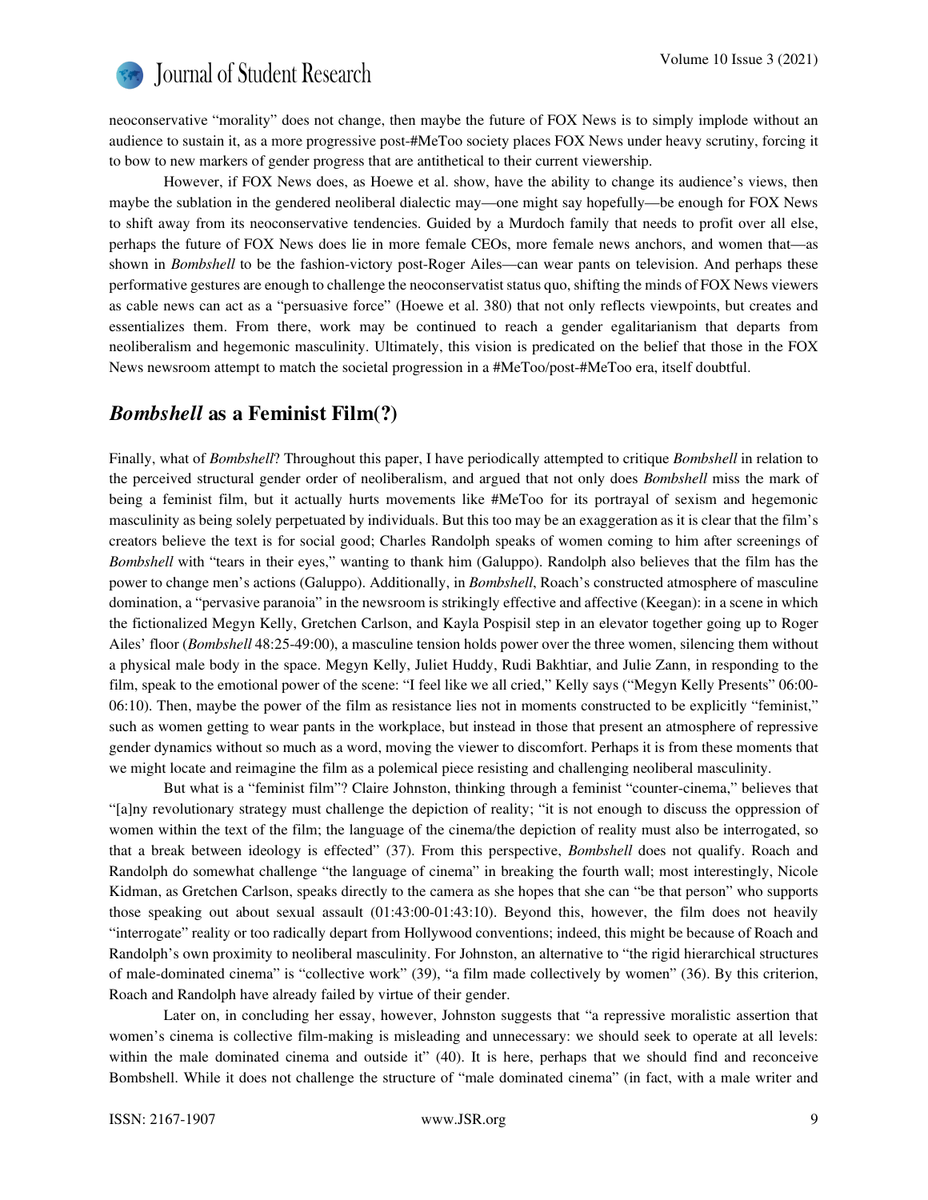neoconservative "morality" does not change, then maybe the future of FOX News is to simply implode without an audience to sustain it, as a more progressive post-#MeToo society places FOX News under heavy scrutiny, forcing it to bow to new markers of gender progress that are antithetical to their current viewership.

However, if FOX News does, as Hoewe et al. show, have the ability to change its audience's views, then maybe the sublation in the gendered neoliberal dialectic may—one might say hopefully—be enough for FOX News to shift away from its neoconservative tendencies. Guided by a Murdoch family that needs to profit over all else, perhaps the future of FOX News does lie in more female CEOs, more female news anchors, and women that—as shown in *Bombshell* to be the fashion-victory post-Roger Ailes—can wear pants on television. And perhaps these performative gestures are enough to challenge the neoconservatist status quo, shifting the minds of FOX News viewers as cable news can act as a "persuasive force" (Hoewe et al. 380) that not only reflects viewpoints, but creates and essentializes them. From there, work may be continued to reach a gender egalitarianism that departs from neoliberalism and hegemonic masculinity. Ultimately, this vision is predicated on the belief that those in the FOX News newsroom attempt to match the societal progression in a #MeToo/post-#MeToo era, itself doubtful.

## *Bombshell* as a Feminist Film(?)

Finally, what of *Bombshell*? Throughout this paper, I have periodically attempted to critique *Bombshell* in relation to the perceived structural gender order of neoliberalism, and argued that not only does *Bombshell* miss the mark of being a feminist film, but it actually hurts movements like #MeToo for its portrayal of sexism and hegemonic masculinity as being solely perpetuated by individuals. But this too may be an exaggeration as it is clear that the film's creators believe the text is for social good; Charles Randolph speaks of women coming to him after screenings of *Bombshell* with "tears in their eyes," wanting to thank him (Galuppo). Randolph also believes that the film has the power to change men's actions (Galuppo). Additionally, in *Bombshell*, Roach's constructed atmosphere of masculine domination, a "pervasive paranoia" in the newsroom is strikingly effective and affective (Keegan): in a scene in which the fictionalized Megyn Kelly, Gretchen Carlson, and Kayla Pospisil step in an elevator together going up to Roger Ailes' floor (*Bombshell* 48:25-49:00), a masculine tension holds power over the three women, silencing them without a physical male body in the space. Megyn Kelly, Juliet Huddy, Rudi Bakhtiar, and Julie Zann, in responding to the film, speak to the emotional power of the scene: "I feel like we all cried," Kelly says ("Megyn Kelly Presents" 06:00-06:10). Then, maybe the power of the film as resistance lies not in moments constructed to be explicitly "feminist," such as women getting to wear pants in the workplace, but instead in those that present an atmosphere of repressive gender dynamics without so much as a word, moving the viewer to discomfort. Perhaps it is from these moments that we might locate and reimagine the film as a polemical piece resisting and challenging neoliberal masculinity.

But what is a "feminist film"? Claire Johnston, thinking through a feminist "counter-cinema," believes that "[a]ny revolutionary strategy must challenge the depiction of reality; "it is not enough to discuss the oppression of women within the text of the film; the language of the cinema/the depiction of reality must also be interrogated, so that a break between ideology is effected" (37). From this perspective, *Bombshell* does not qualify. Roach and Randolph do somewhat challenge "the language of cinema" in breaking the fourth wall; most interestingly, Nicole Kidman, as Gretchen Carlson, speaks directly to the camera as she hopes that she can "be that person" who supports those speaking out about sexual assault (01:43:00-01:43:10). Beyond this, however, the film does not heavily "interrogate" reality or too radically depart from Hollywood conventions; indeed, this might be because of Roach and Randolph's own proximity to neoliberal masculinity. For Johnston, an alternative to "the rigid hierarchical structures of male-dominated cinema" is "collective work" (39), "a film made collectively by women" (36). By this criterion, Roach and Randolph have already failed by virtue of their gender.

Later on, in concluding her essay, however, Johnston suggests that "a repressive moralistic assertion that women's cinema is collective film-making is misleading and unnecessary: we should seek to operate at all levels: within the male dominated cinema and outside it" (40). It is here, perhaps that we should find and reconceive Bombshell. While it does not challenge the structure of "male dominated cinema" (in fact, with a male writer and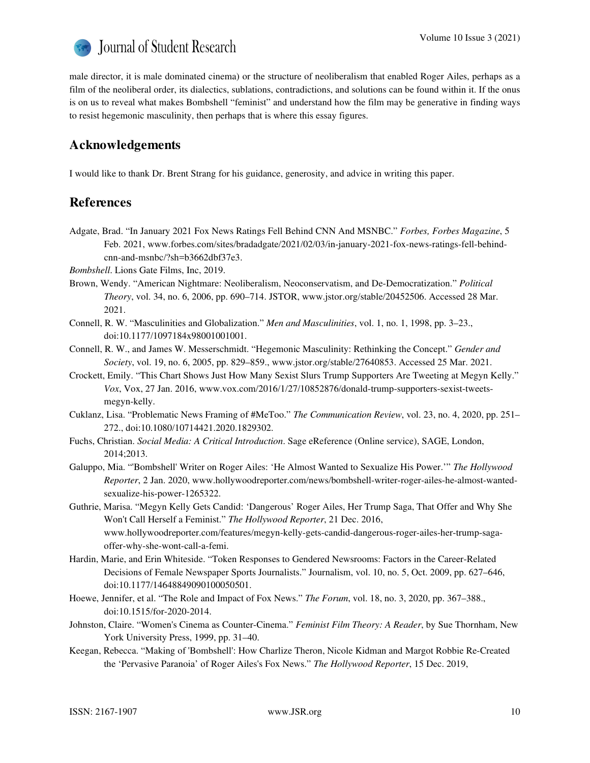male director, it is male dominated cinema) or the structure of neoliberalism that enabled Roger Ailes, perhaps as a film of the neoliberal order, its dialectics, sublations, contradictions, and solutions can be found within it. If the onus is on us to reveal what makes Bombshell "feminist" and understand how the film may be generative in finding ways to resist hegemonic masculinity, then perhaps that is where this essay figures.

## Acknowledgements

I would like to thank Dr. Brent Strang for his guidance, generosity, and advice in writing this paper.

## References

Adgate, Brad. "In January 2021 Fox News Ratings Fell Behind CNN And MSNBC." *Forbes, Forbes Magazine*, 5 Feb. 2021, www.forbes.com/sites/bradadgate/2021/02/03/in-january-2021-fox-news-ratings-fell-behind-cnn-and-msnbc/?sh=b3662dbf37e3.

*Bombshell*. Lions Gate Films, Inc, 2019.

Brown, Wendy. "American Nightmare: Neoliberalism, Neoconservatism, and De-Democratization." *Political Theory*, vol. 34, no. 6, 2006, pp. 690–714. JSTOR, www.jstor.org/stable/20452506. Accessed 28 Mar. 2021.

Connell, R. W. "Masculinities and Globalization." *Men and Masculinities*, vol. 1, no. 1, 1998, pp. 3–23., doi:10.1177/1097184x98001001001.

Connell, R. W., and James W. Messerschmidt. "Hegemonic Masculinity: Rethinking the Concept." *Gender and Society*, vol. 19, no. 6, 2005, pp. 829–859., www.jstor.org/stable/27640853. Accessed 25 Mar. 2021.

Crockett, Emily. "This Chart Shows Just How Many Sexist Slurs Trump Supporters Are Tweeting at Megyn Kelly." *Vox*, Vox, 27 Jan. 2016, www.vox.com/2016/1/27/10852876/donald-trump-supporters-sexist-tweets-megyn-kelly.

Cuklanz, Lisa. "Problematic News Framing of #MeToo." *The Communication Review*, vol. 23, no. 4, 2020, pp. 251–272., doi:10.1080/10714421.2020.1829302.

Fuchs, Christian. *Social Media: A Critical Introduction*. Sage eReference (Online service), SAGE, London, 2014;2013.

Galuppo, Mia. "'Bombshell' Writer on Roger Ailes: 'He Almost Wanted to Sexualize His Power.'" *The Hollywood Reporter*, 2 Jan. 2020, www.hollywoodreporter.com/news/bombshell-writer-roger-ailes-he-almost-wanted-sexualize-his-power-1265322.

Guthrie, Marisa. "Megyn Kelly Gets Candid: 'Dangerous' Roger Ailes, Her Trump Saga, That Offer and Why She Won't Call Herself a Feminist." *The Hollywood Reporter*, 21 Dec. 2016, www.hollywoodreporter.com/features/megyn-kelly-gets-candid-dangerous-roger-ailes-her-trump-saga-offer-why-she-wont-call-a-femi.

Hardin, Marie, and Erin Whiteside. "Token Responses to Gendered Newsrooms: Factors in the Career-Related Decisions of Female Newspaper Sports Journalists." Journalism, vol. 10, no. 5, Oct. 2009, pp. 627–646, doi:10.1177/14648849090100050501.

Hoewe, Jennifer, et al. "The Role and Impact of Fox News." *The Forum*, vol. 18, no. 3, 2020, pp. 367–388., doi:10.1515/for-2020-2014.

Johnston, Claire. "Women's Cinema as Counter-Cinema." *Feminist Film Theory: A Reader*, by Sue Thornham, New York University Press, 1999, pp. 31–40.

Keegan, Rebecca. "Making of 'Bombshell': How Charlize Theron, Nicole Kidman and Margot Robbie Re-Created the 'Pervasive Paranoia' of Roger Ailes's Fox News." *The Hollywood Reporter*, 15 Dec. 2019,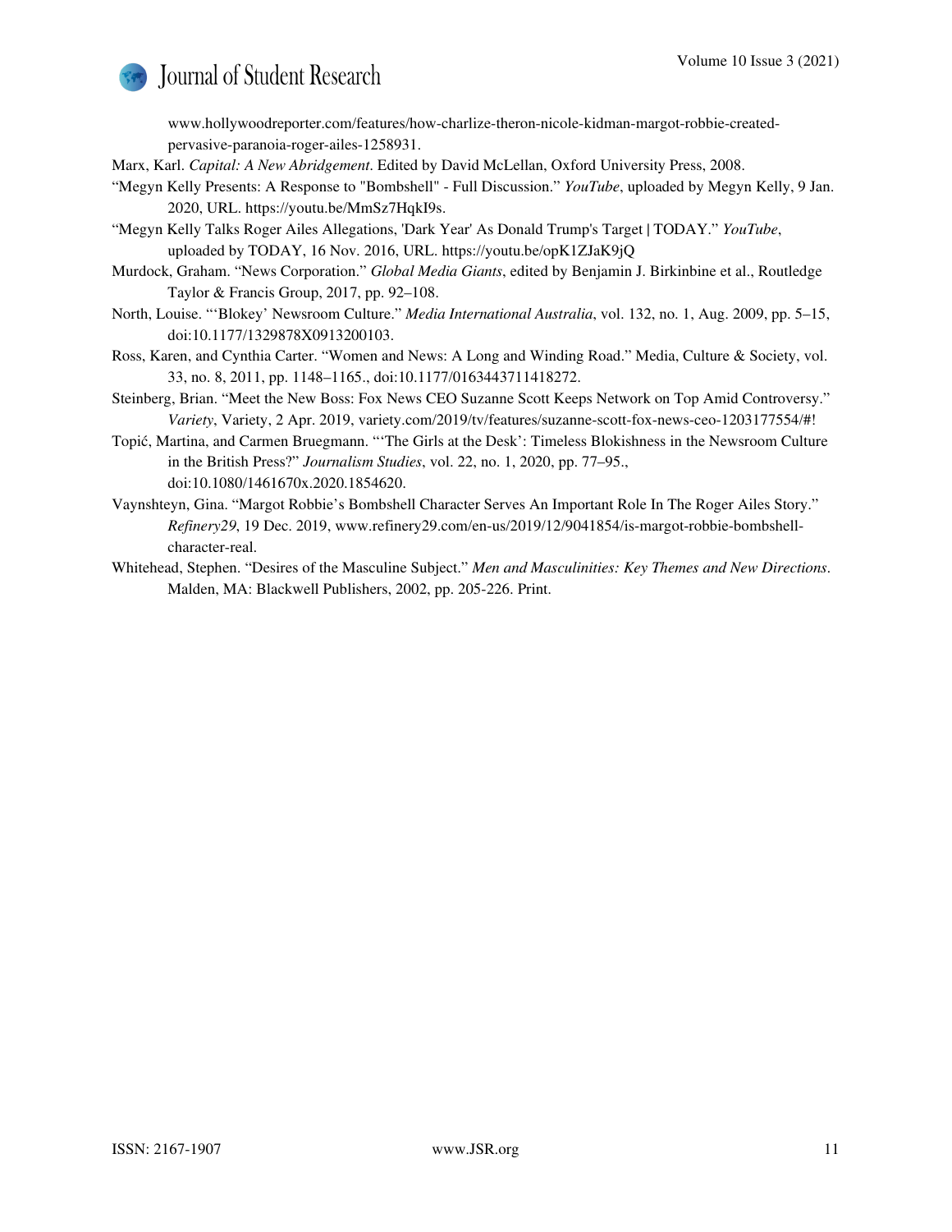www.hollywoodreporter.com/features/how-charlize-theron-nicole-kidman-margot-robbie-created-pervasive-paranoia-roger-ailes-1258931.

Marx, Karl. *Capital: A New Abridgement*. Edited by David McLellan, Oxford University Press, 2008.

"Megyn Kelly Presents: A Response to "Bombshell" - Full Discussion." *YouTube*, uploaded by Megyn Kelly, 9 Jan. 2020, URL. https://youtu.be/MmSz7HqkI9s.

"Megyn Kelly Talks Roger Ailes Allegations, 'Dark Year' As Donald Trump's Target | TODAY." *YouTube*, uploaded by TODAY, 16 Nov. 2016, URL. https://youtu.be/opK1ZJaK9jQ

Murdock, Graham. "News Corporation." *Global Media Giants*, edited by Benjamin J. Birkinbine et al., Routledge Taylor & Francis Group, 2017, pp. 92–108.

North, Louise. "'Blokey' Newsroom Culture." *Media International Australia*, vol. 132, no. 1, Aug. 2009, pp. 5–15, doi:10.1177/1329878X0913200103.

Ross, Karen, and Cynthia Carter. "Women and News: A Long and Winding Road." Media, Culture & Society, vol. 33, no. 8, 2011, pp. 1148–1165., doi:10.1177/0163443711418272.

Steinberg, Brian. "Meet the New Boss: Fox News CEO Suzanne Scott Keeps Network on Top Amid Controversy." *Variety*, Variety, 2 Apr. 2019, variety.com/2019/tv/features/suzanne-scott-fox-news-ceo-1203177554/#!

Topić, Martina, and Carmen Bruegmann. "'The Girls at the Desk': Timeless Blokishness in the Newsroom Culture in the British Press?" *Journalism Studies*, vol. 22, no. 1, 2020, pp. 77–95., doi:10.1080/1461670x.2020.1854620.

Vaynshteyn, Gina. "Margot Robbie's Bombshell Character Serves An Important Role In The Roger Ailes Story." *Refinery29*, 19 Dec. 2019, www.refinery29.com/en-us/2019/12/9041854/is-margot-robbie-bombshell-character-real.

Whitehead, Stephen. "Desires of the Masculine Subject." *Men and Masculinities: Key Themes and New Directions*. Malden, MA: Blackwell Publishers, 2002, pp. 205-226. Print.